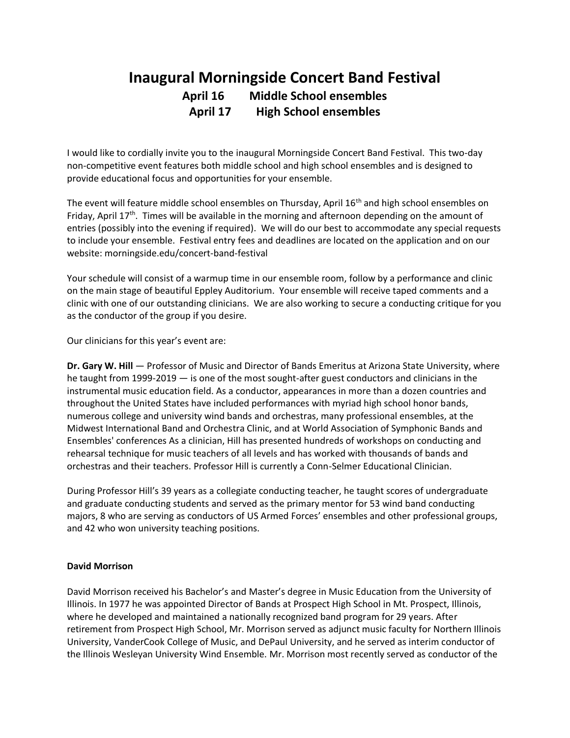# Inaugural Morningside Concert Band Festival

**April 16 Middle School ensembles**

**April 17 High School ensembles**

I would like to cordially invite you to the inaugural Morningside Concert Band Festival. This two-day non-competitive event features both middle school and high school ensembles and is designed to provide educational focus and opportunities for your ensemble.

The event will feature middle school ensembles on Thursday, April 16th and high school ensembles on Friday, April 17th. Times will be available in the morning and afternoon depending on the amount of entries (possibly into the evening if required). We will do our best to accommodate any special requests to include your ensemble. Festival entry fees and deadlines are located on the application and on our website: morningside.edu/concert-band-festival

Your schedule will consist of a warmup time in our ensemble room, follow by a performance and clinic on the main stage of beautiful Eppley Auditorium. Your ensemble will receive taped comments and a clinic with one of our outstanding clinicians. We are also working to secure a conducting critique for you as the conductor of the group if you desire.

Our clinicians for this year's event are:

**Dr. Gary W. Hill** — Professor of Music and Director of Bands Emeritus at Arizona State University, where he taught from 1999-2019 — is one of the most sought-after guest conductors and clinicians in the instrumental music education field. As a conductor, appearances in more than a dozen countries and throughout the United States have included performances with myriad high school honor bands, numerous college and university wind bands and orchestras, many professional ensembles, at the Midwest International Band and Orchestra Clinic, and at World Association of Symphonic Bands and Ensembles' conferences As a clinician, Hill has presented hundreds of workshops on conducting and rehearsal technique for music teachers of all levels and has worked with thousands of bands and orchestras and their teachers. Professor Hill is currently a Conn-Selmer Educational Clinician.

During Professor Hill's 39 years as a collegiate conducting teacher, he taught scores of undergraduate and graduate conducting students and served as the primary mentor for 53 wind band conducting majors, 8 who are serving as conductors of US Armed Forces' ensembles and other professional groups, and 42 who won university teaching positions.

**David Morrison**

David Morrison received his Bachelor's and Master's degree in Music Education from the University of Illinois. In 1977 he was appointed Director of Bands at Prospect High School in Mt. Prospect, Illinois, where he developed and maintained a nationally recognized band program for 29 years. After retirement from Prospect High School, Mr. Morrison served as adjunct music faculty for Northern Illinois University, VanderCook College of Music, and DePaul University, and he served as interim conductor of the Illinois Wesleyan University Wind Ensemble. Mr. Morrison most recently served as conductor of the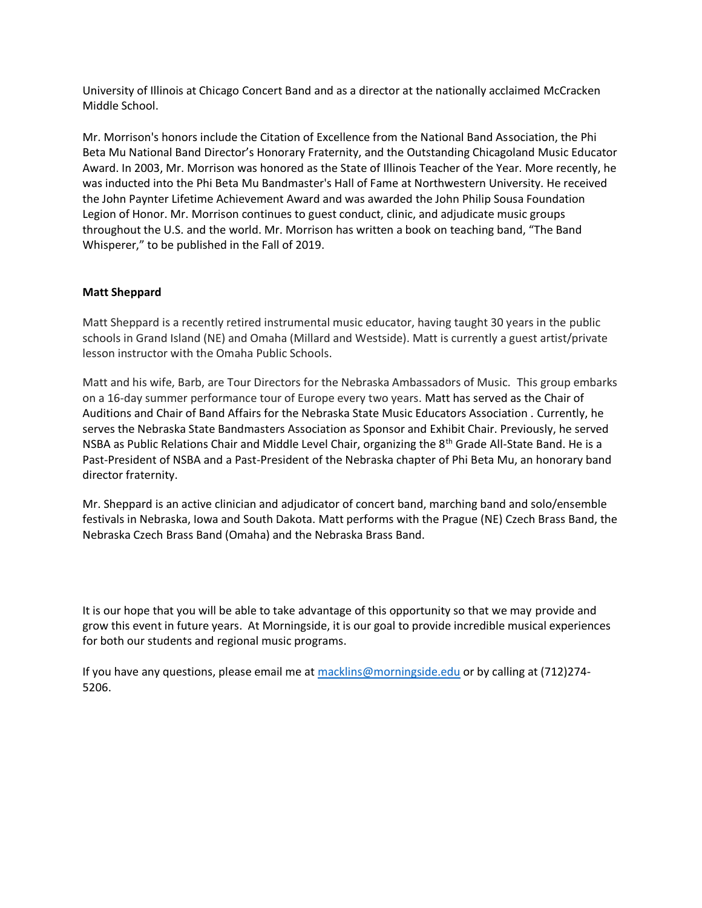University of Illinois at Chicago Concert Band and as a director at the nationally acclaimed McCracken Middle School.

Mr. Morrison's honors include the Citation of Excellence from the National Band Association, the Phi Beta Mu National Band Director's Honorary Fraternity, and the Outstanding Chicagoland Music Educator Award. In 2003, Mr. Morrison was honored as the State of Illinois Teacher of the Year. More recently, he was inducted into the Phi Beta Mu Bandmaster's Hall of Fame at Northwestern University. He received the John Paynter Lifetime Achievement Award and was awarded the John Philip Sousa Foundation Legion of Honor. Mr. Morrison continues to guest conduct, clinic, and adjudicate music groups throughout the U.S. and the world. Mr. Morrison has written a book on teaching band, "The Band Whisperer," to be published in the Fall of 2019.

**Matt Sheppard**

Matt Sheppard is a recently retired instrumental music educator, having taught 30 years in the public schools in Grand Island (NE) and Omaha (Millard and Westside). Matt is currently a guest artist/private lesson instructor with the Omaha Public Schools.

Matt and his wife, Barb, are Tour Directors for the Nebraska Ambassadors of Music. This group embarks on a 16-day summer performance tour of Europe every two years. Matt has served as the Chair of Auditions and Chair of Band Affairs for the Nebraska State Music Educators Association . Currently, he serves the Nebraska State Bandmasters Association as Sponsor and Exhibit Chair. Previously, he served NSBA as Public Relations Chair and Middle Level Chair, organizing the 8th Grade All-State Band. He is a Past-President of NSBA and a Past-President of the Nebraska chapter of Phi Beta Mu, an honorary band director fraternity.

Mr. Sheppard is an active clinician and adjudicator of concert band, marching band and solo/ensemble festivals in Nebraska, Iowa and South Dakota. Matt performs with the Prague (NE) Czech Brass Band, the Nebraska Czech Brass Band (Omaha) and the Nebraska Brass Band.

It is our hope that you will be able to take advantage of this opportunity so that we may provide and grow this event in future years. At Morningside, it is our goal to provide incredible musical experiences for both our students and regional music programs.

If you have any questions, please email me at macklins@morningside.edu or by calling at (712)274-5206.